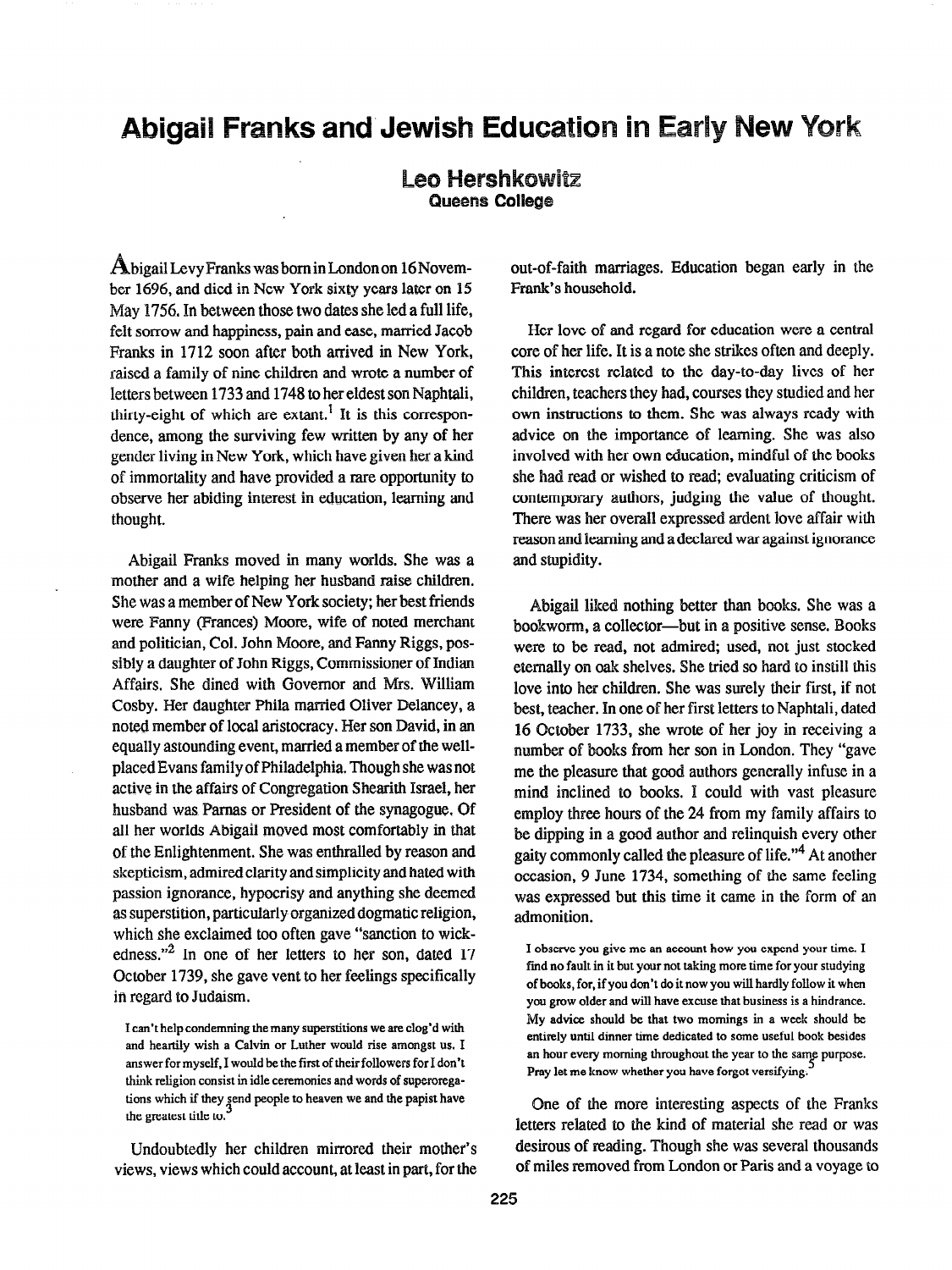# Abigail Franks and Jewish Education in Early New York

**Leo Hershkowitz**
**Queens College**

Abigail Levy Franks was born in London on 16 November 1696, and died in New York sixty years later on 15 May 1756. In between those two dates she led a full life, felt sorrow and happiness, pain and ease, married Jacob Franks in 1712 soon after both arrived in New York, raised a family of nine children and wrote a number of letters between 1733 and 1748 to her eldest son Naphtali, thirty-eight of which are extant.[1] It is this correspondence, among the surviving few written by any of her gender living in New York, which have given her a kind of immortality and have provided a rare opportunity to observe her abiding interest in education, learning and thought.

Abigail Franks moved in many worlds. She was a mother and a wife helping her husband raise children. She was a member of New York society; her best friends were Fanny (Frances) Moore, wife of noted merchant and politician, Col. John Moore, and Fanny Riggs, possibly a daughter of John Riggs, Commissioner of Indian Affairs. She dined with Governor and Mrs. William Cosby. Her daughter Phila married Oliver Delancey, a noted member of local aristocracy. Her son David, in an equally astounding event, married a member of the well-placed Evans family of Philadelphia. Though she was not active in the affairs of Congregation Shearith Israel, her husband was Parnas or President of the synagogue. Of all her worlds Abigail moved most comfortably in that of the Enlightenment. She was enthralled by reason and skepticism, admired clarity and simplicity and hated with passion ignorance, hypocrisy and anything she deemed as superstition, particularly organized dogmatic religion, which she exclaimed too often gave "sanction to wickedness."[2] In one of her letters to her son, dated 17 October 1739, she gave vent to her feelings specifically in regard to Judaism.

> I can't help condemning the many superstitions we are clog'd with and heartily wish a Calvin or Luther would rise amongst us. I answer for myself, I would be the first of their followers for I don't think religion consist in idle ceremonies and words of superoregations which if they send people to heaven we and the papist have the greatest title to.[3]

Undoubtedly her children mirrored their mother's views, views which could account, at least in part, for the out-of-faith marriages. Education began early in the Frank's household.

Her love of and regard for education were a central core of her life. It is a note she strikes often and deeply. This interest related to the day-to-day lives of her children, teachers they had, courses they studied and her own instructions to them. She was always ready with advice on the importance of learning. She was also involved with her own education, mindful of the books she had read or wished to read; evaluating criticism of contemporary authors, judging the value of thought. There was her overall expressed ardent love affair with reason and learning and a declared war against ignorance and stupidity.

Abigail liked nothing better than books. She was a bookworm, a collector—but in a positive sense. Books were to be read, not admired; used, not just stocked eternally on oak shelves. She tried so hard to instill this love into her children. She was surely their first, if not best, teacher. In one of her first letters to Naphtali, dated 16 October 1733, she wrote of her joy in receiving a number of books from her son in London. They "gave me the pleasure that good authors generally infuse in a mind inclined to books. I could with vast pleasure employ three hours of the 24 from my family affairs to be dipping in a good author and relinquish every other gaity commonly called the pleasure of life."[4] At another occasion, 9 June 1734, something of the same feeling was expressed but this time it came in the form of an admonition.

> I observe you give me an account how you expend your time. I find no fault in it but your not taking more time for your studying of books, for, if you don't do it now you will hardly follow it when you grow older and will have excuse that business is a hindrance. My advice should be that two mornings in a week should be entirely until dinner time dedicated to some useful book besides an hour every morning throughout the year to the same purpose. Pray let me know whether you have forgot versifying.[5]

One of the more interesting aspects of the Franks letters related to the kind of material she read or was desirous of reading. Though she was several thousands of miles removed from London or Paris and a voyage to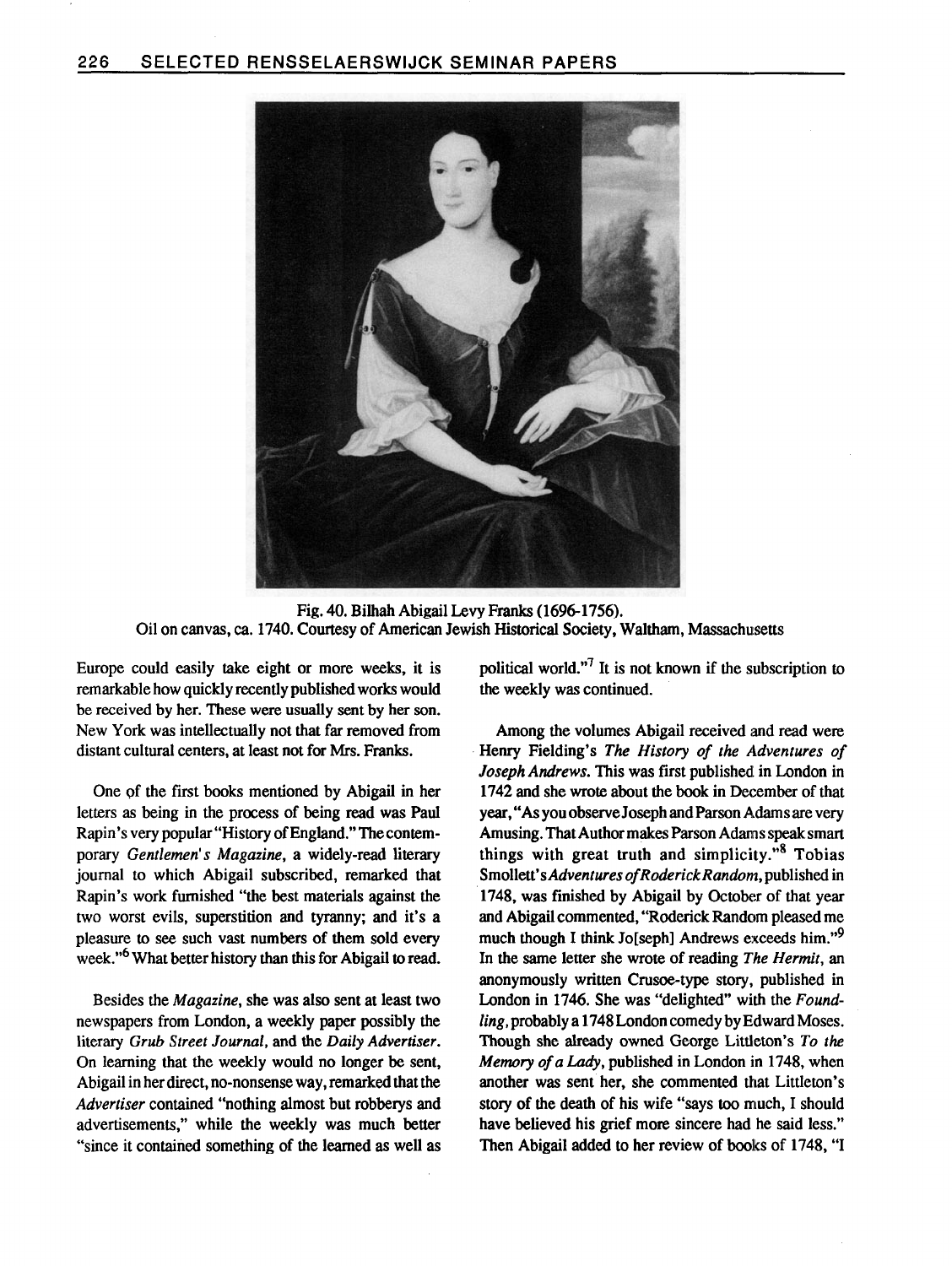Fig. 40. Bilhah Abigail Levy Franks (1696-1756).
Oil on canvas, ca. 1740. Courtesy of American Jewish Historical Society, Waltham, Massachusetts

Europe could easily take eight or more weeks, it is remarkable how quickly recently published works would be received by her. These were usually sent by her son. New York was intellectually not that far removed from distant cultural centers, at least not for Mrs. Franks.

One of the first books mentioned by Abigail in her letters as being in the process of being read was Paul Rapin's very popular "History of England." The contemporary *Gentlemen's Magazine*, a widely-read literary journal to which Abigail subscribed, remarked that Rapin's work furnished "the best materials against the two worst evils, superstition and tyranny; and it's a pleasure to see such vast numbers of them sold every week."[6] What better history than this for Abigail to read.

Besides the *Magazine*, she was also sent at least two newspapers from London, a weekly paper possibly the literary *Grub Street Journal*, and the *Daily Advertiser*. On learning that the weekly would no longer be sent, Abigail in her direct, no-nonsense way, remarked that the *Advertiser* contained "nothing almost but robberys and advertisements," while the weekly was much better "since it contained something of the learned as well as political world."[7] It is not known if the subscription to the weekly was continued.

Among the volumes Abigail received and read were Henry Fielding's *The History of the Adventures of Joseph Andrews*. This was first published in London in 1742 and she wrote about the book in December of that year, "As you observe Joseph and Parson Adams are very Amusing. That Author makes Parson Adams speak smart things with great truth and simplicity."[8] Tobias Smollett's *Adventures of Roderick Random*, published in 1748, was finished by Abigail by October of that year and Abigail commented, "Roderick Random pleased me much though I think Jo[seph] Andrews exceeds him."[9] In the same letter she wrote of reading *The Hermit*, an anonymously written Crusoe-type story, published in London in 1746. She was "delighted" with the *Foundling*, probably a 1748 London comedy by Edward Moses. Though she already owned George Littleton's *To the Memory of a Lady*, published in London in 1748, when another was sent her, she commented that Littleton's story of the death of his wife "says too much, I should have believed his grief more sincere had he said less." Then Abigail added to her review of books of 1748, "I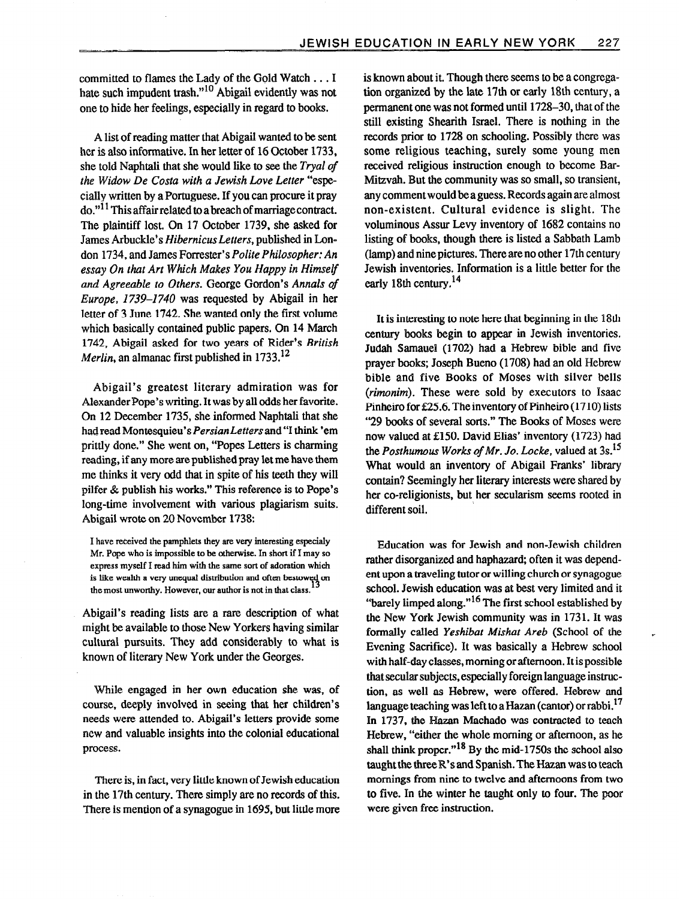committed to flames the Lady of the Gold Watch . . . I hate such impudent trash."[10] Abigail evidently was not one to hide her feelings, especially in regard to books.

A list of reading matter that Abigail wanted to be sent her is also informative. In her letter of 16 October 1733, she told Naphtali that she would like to see the *Tryal of the Widow De Costa with a Jewish Love Letter* "especially written by a Portuguese. If you can procure it pray do."[11] This affair related to a breach of marriage contract. The plaintiff lost. On 17 October 1739, she asked for James Arbuckle's *Hibernicus Letters*, published in London 1734, and James Forrester's *Polite Philosopher: An essay On that Art Which Makes You Happy in Himself and Agreeable to Others.* George Gordon's *Annals of Europe, 1739–1740* was requested by Abigail in her letter of 3 June 1742. She wanted only the first volume which basically contained public papers. On 14 March 1742, Abigail asked for two years of Rider's *British Merlin*, an almanac first published in 1733.[12]

Abigail's greatest literary admiration was for Alexander Pope's writing. It was by all odds her favorite. On 12 December 1735, she informed Naphtali that she had read Montesquieu's *Persian Letters* and "I think 'em prittly done." She went on, "Popes Letters is charming reading, if any more are published pray let me have them me thinks it very odd that in spite of his teeth they will pilfer & publish his works." This reference is to Pope's long-time involvement with various plagiarism suits. Abigail wrote on 20 November 1738:

> I have received the pamphlets they are very interesting especialy Mr. Pope who is impossible to be otherwise. In short if I may so express myself I read him with the same sort of adoration which is like wealth a very unequal distribution and often bestowed on the most unworthy. However, our author is not in that class.[13]

Abigail's reading lists are a rare description of what might be available to those New Yorkers having similar cultural pursuits. They add considerably to what is known of literary New York under the Georges.

While engaged in her own education she was, of course, deeply involved in seeing that her children's needs were attended to. Abigail's letters provide some new and valuable insights into the colonial educational process.

There is, in fact, very little known of Jewish education in the 17th century. There simply are no records of this. There is mention of a synagogue in 1695, but little more is known about it. Though there seems to be a congregation organized by the late 17th or early 18th century, a permanent one was not formed until 1728–30, that of the still existing Shearith Israel. There is nothing in the records prior to 1728 on schooling. Possibly there was some religious teaching, surely some young men received religious instruction enough to become Bar-Mitzvah. But the community was so small, so transient, any comment would be a guess. Records again are almost non-existent. Cultural evidence is slight. The voluminous Assur Levy inventory of 1682 contains no listing of books, though there is listed a Sabbath Lamb (lamp) and nine pictures. There are no other 17th century Jewish inventories. Information is a little better for the early 18th century.[14]

It is interesting to note here that beginning in the 18th century books begin to appear in Jewish inventories. Judah Samauel (1702) had a Hebrew bible and five prayer books; Joseph Bueno (1708) had an old Hebrew bible and five Books of Moses with silver bells (*rimonim*). These were sold by executors to Isaac Pinheiro for £25.6. The inventory of Pinheiro (1710) lists "29 books of several sorts." The Books of Moses were now valued at £150. David Elias' inventory (1723) had the *Posthumous Works of Mr. Jo. Locke*, valued at 3s.[15] What would an inventory of Abigail Franks' library contain? Seemingly her literary interests were shared by her co-religionists, but her secularism seems rooted in different soil.

Education was for Jewish and non-Jewish children rather disorganized and haphazard; often it was dependent upon a traveling tutor or willing church or synagogue school. Jewish education was at best very limited and it "barely limped along."[16] The first school established by the New York Jewish community was in 1731. It was formally called *Yeshibat Mishat Areb* (School of the Evening Sacrifice). It was basically a Hebrew school with half-day classes, morning or afternoon. It is possible that secular subjects, especially foreign language instruction, as well as Hebrew, were offered. Hebrew and language teaching was left to a Hazan (cantor) or rabbi.[17] In 1737, the Hazan Machado was contracted to teach Hebrew, "either the whole morning or afternoon, as he shall think proper."[18] By the mid-1750s the school also taught the three R's and Spanish. The Hazan was to teach mornings from nine to twelve and afternoons from two to five. In the winter he taught only to four. The poor were given free instruction.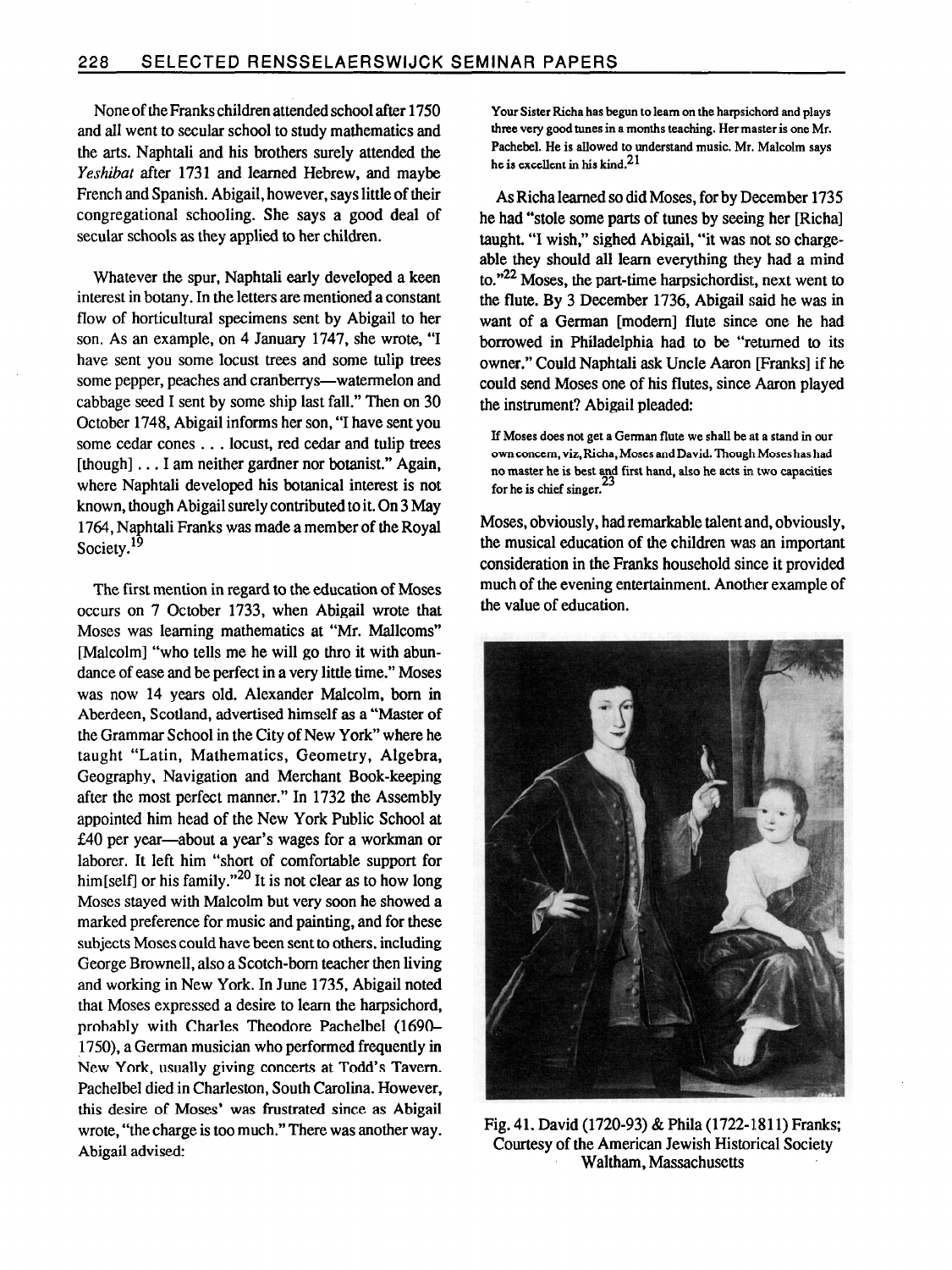None of the Franks children attended school after 1750 and all went to secular school to study mathematics and the arts. Naphtali and his brothers surely attended the *Yeshibat* after 1731 and learned Hebrew, and maybe French and Spanish. Abigail, however, says little of their congregational schooling. She says a good deal of secular schools as they applied to her children.

Whatever the spur, Naphtali early developed a keen interest in botany. In the letters are mentioned a constant flow of horticultural specimens sent by Abigail to her son. As an example, on 4 January 1747, she wrote, "I have sent you some locust trees and some tulip trees some pepper, peaches and cranberrys—watermelon and cabbage seed I sent by some ship last fall." Then on 30 October 1748, Abigail informs her son, "I have sent you some cedar cones . . . locust, red cedar and tulip trees [though] . . . I am neither gardner nor botanist." Again, where Naphtali developed his botanical interest is not known, though Abigail surely contributed to it. On 3 May 1764, Naphtali Franks was made a member of the Royal Society.[19]

The first mention in regard to the education of Moses occurs on 7 October 1733, when Abigail wrote that Moses was learning mathematics at "Mr. Mallcoms" [Malcolm] "who tells me he will go thro it with abundance of ease and be perfect in a very little time." Moses was now 14 years old. Alexander Malcolm, born in Aberdeen, Scotland, advertised himself as a "Master of the Grammar School in the City of New York" where he taught "Latin, Mathematics, Geometry, Algebra, Geography, Navigation and Merchant Book-keeping after the most perfect manner." In 1732 the Assembly appointed him head of the New York Public School at £40 per year—about a year's wages for a workman or laborer. It left him "short of comfortable support for him[self] or his family."[20] It is not clear as to how long Moses stayed with Malcolm but very soon he showed a marked preference for music and painting, and for these subjects Moses could have been sent to others, including George Brownell, also a Scotch-born teacher then living and working in New York. In June 1735, Abigail noted that Moses expressed a desire to learn the harpsichord, probably with Charles Theodore Pachelbel (1690–1750), a German musician who performed frequently in New York, usually giving concerts at Todd's Tavern. Pachelbel died in Charleston, South Carolina. However, this desire of Moses' was frustrated since as Abigail wrote, "the charge is too much." There was another way. Abigail advised:

> Your Sister Richa has begun to learn on the harpsichord and plays three very good tunes in a months teaching. Her master is one Mr. Pachebel. He is allowed to understand music. Mr. Malcolm says he is excellent in his kind.[21]

As Richa learned so did Moses, for by December 1735 he had "stole some parts of tunes by seeing her [Richa] taught. "I wish," sighed Abigail, "it was not so chargeable they should all learn everything they had a mind to."[22] Moses, the part-time harpsichordist, next went to the flute. By 3 December 1736, Abigail said he was in want of a German [modern] flute since one he had borrowed in Philadelphia had to be "returned to its owner." Could Naphtali ask Uncle Aaron [Franks] if he could send Moses one of his flutes, since Aaron played the instrument? Abigail pleaded:

> If Moses does not get a German flute we shall be at a stand in our own concern, viz, Richa, Moses and David. Though Moses has had no master he is best and first hand, also he acts in two capacities for he is chief singer.[23]

Moses, obviously, had remarkable talent and, obviously, the musical education of the children was an important consideration in the Franks household since it provided much of the evening entertainment. Another example of the value of education.

Fig. 41. David (1720-93) & Phila (1722-1811) Franks; Courtesy of the American Jewish Historical Society Waltham, Massachusetts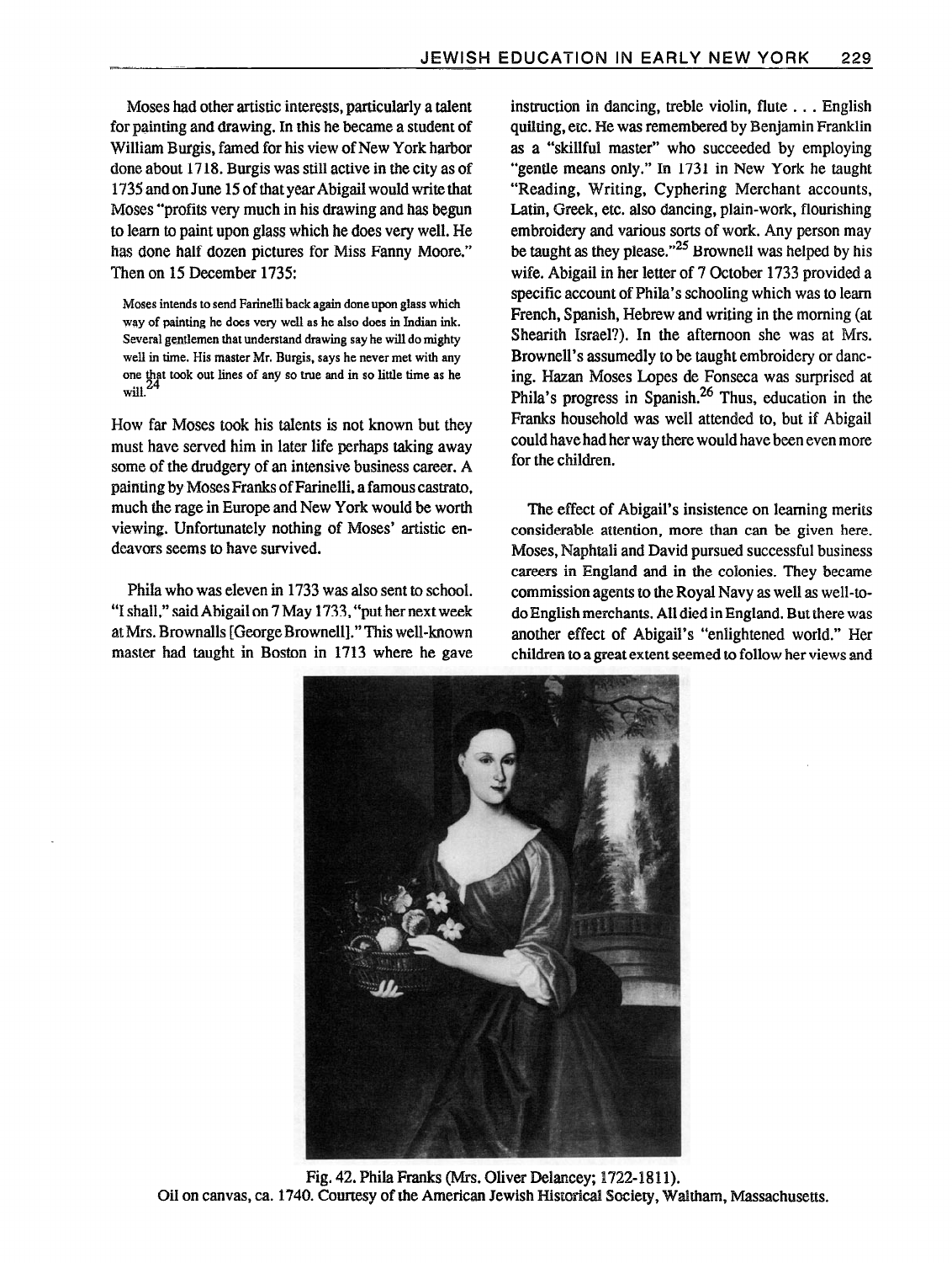Moses had other artistic interests, particularly a talent for painting and drawing. In this he became a student of William Burgis, famed for his view of New York harbor done about 1718. Burgis was still active in the city as of 1735 and on June 15 of that year Abigail would write that Moses "profits very much in his drawing and has begun to learn to paint upon glass which he does very well. He has done half dozen pictures for Miss Fanny Moore." Then on 15 December 1735:

> Moses intends to send Farinelli back again done upon glass which way of painting he does very well as he also does in Indian ink. Several gentlemen that understand drawing say he will do mighty well in time. His master Mr. Burgis, says he never met with any one that took out lines of any so true and in so little time as he will.[24]

How far Moses took his talents is not known but they must have served him in later life perhaps taking away some of the drudgery of an intensive business career. A painting by Moses Franks of Farinelli, a famous castrato, much the rage in Europe and New York would be worth viewing. Unfortunately nothing of Moses' artistic endeavors seems to have survived.

Phila who was eleven in 1733 was also sent to school. "I shall," said Abigail on 7 May 1733, "put her next week at Mrs. Brownalls [George Brownell]." This well-known master had taught in Boston in 1713 where he gave instruction in dancing, treble violin, flute . . . English quilting, etc. He was remembered by Benjamin Franklin as a "skillful master" who succeeded by employing "gentle means only." In 1731 in New York he taught "Reading, Writing, Cyphering Merchant accounts, Latin, Greek, etc. also dancing, plain-work, flourishing embroidery and various sorts of work. Any person may be taught as they please."[25] Brownell was helped by his wife. Abigail in her letter of 7 October 1733 provided a specific account of Phila's schooling which was to learn French, Spanish, Hebrew and writing in the morning (at Shearith Israel?). In the afternoon she was at Mrs. Brownell's assumedly to be taught embroidery or dancing. Hazan Moses Lopes de Fonseca was surprised at Phila's progress in Spanish.[26] Thus, education in the Franks household was well attended to, but if Abigail could have had her way there would have been even more for the children.

The effect of Abigail's insistence on learning merits considerable attention, more than can be given here. Moses, Naphtali and David pursued successful business careers in England and in the colonies. They became commission agents to the Royal Navy as well as well-to-do English merchants. All died in England. But there was another effect of Abigail's "enlightened world." Her children to a great extent seemed to follow her views and

Fig. 42. Phila Franks (Mrs. Oliver Delancey; 1722-1811).
Oil on canvas, ca. 1740. Courtesy of the American Jewish Historical Society, Waltham, Massachusetts.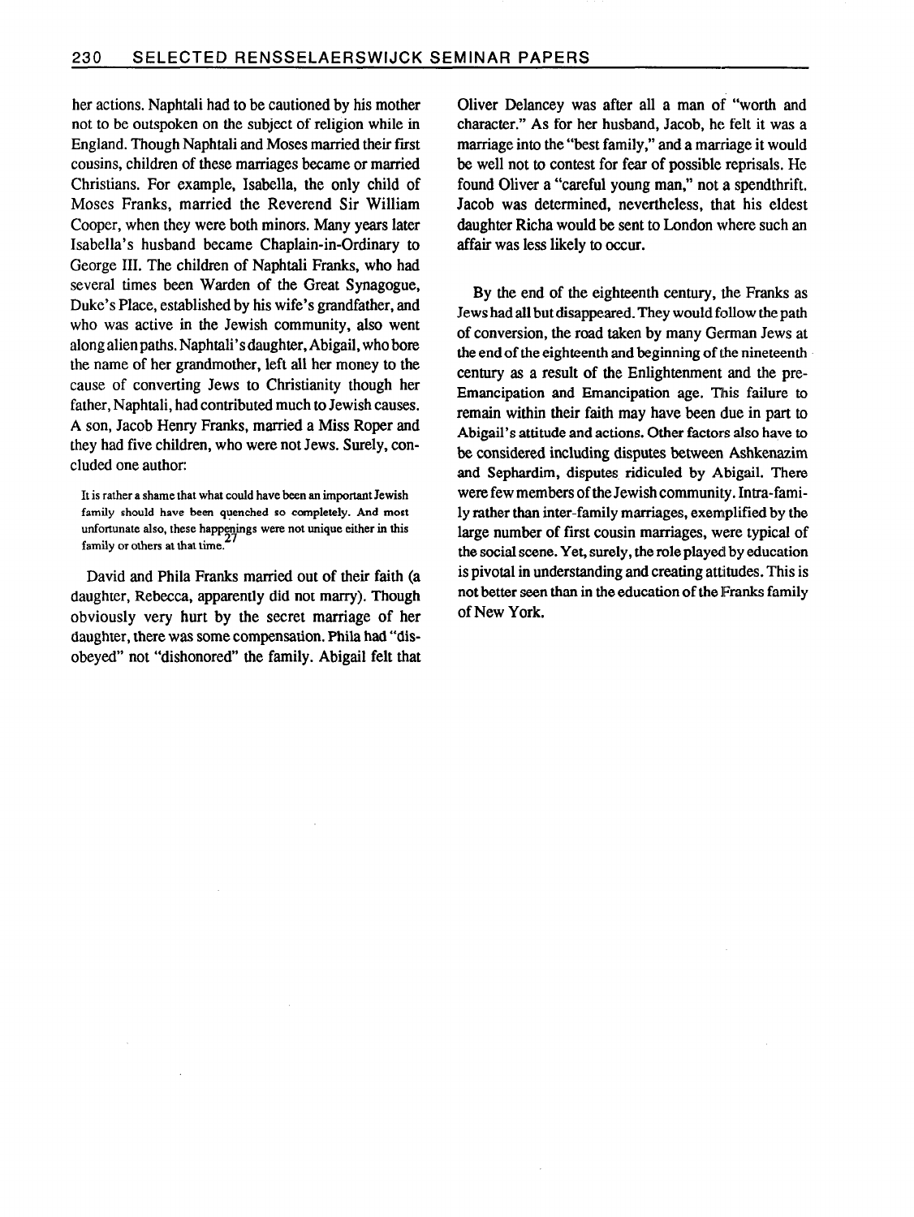her actions. Naphtali had to be cautioned by his mother not to be outspoken on the subject of religion while in England. Though Naphtali and Moses married their first cousins, children of these marriages became or married Christians. For example, Isabella, the only child of Moses Franks, married the Reverend Sir William Cooper, when they were both minors. Many years later Isabella's husband became Chaplain-in-Ordinary to George III. The children of Naphtali Franks, who had several times been Warden of the Great Synagogue, Duke's Place, established by his wife's grandfather, and who was active in the Jewish community, also went along alien paths. Naphtali's daughter, Abigail, who bore the name of her grandmother, left all her money to the cause of converting Jews to Christianity though her father, Naphtali, had contributed much to Jewish causes. A son, Jacob Henry Franks, married a Miss Roper and they had five children, who were not Jews. Surely, concluded one author:

> It is rather a shame that what could have been an important Jewish family should have been quenched so completely. And most unfortunate also, these happenings were not unique either in this family or others at that time.[27]

David and Phila Franks married out of their faith (a daughter, Rebecca, apparently did not marry). Though obviously very hurt by the secret marriage of her daughter, there was some compensation. Phila had "disobeyed" not "dishonored" the family. Abigail felt that Oliver Delancey was after all a man of "worth and character." As for her husband, Jacob, he felt it was a marriage into the "best family," and a marriage it would be well not to contest for fear of possible reprisals. He found Oliver a "careful young man," not a spendthrift. Jacob was determined, nevertheless, that his eldest daughter Richa would be sent to London where such an affair was less likely to occur.

By the end of the eighteenth century, the Franks as Jews had all but disappeared. They would follow the path of conversion, the road taken by many German Jews at the end of the eighteenth and beginning of the nineteenth century as a result of the Enlightenment and the pre-Emancipation and Emancipation age. This failure to remain within their faith may have been due in part to Abigail's attitude and actions. Other factors also have to be considered including disputes between Ashkenazim and Sephardim, disputes ridiculed by Abigail. There were few members of the Jewish community. Intra-family rather than inter-family marriages, exemplified by the large number of first cousin marriages, were typical of the social scene. Yet, surely, the role played by education is pivotal in understanding and creating attitudes. This is not better seen than in the education of the Franks family of New York.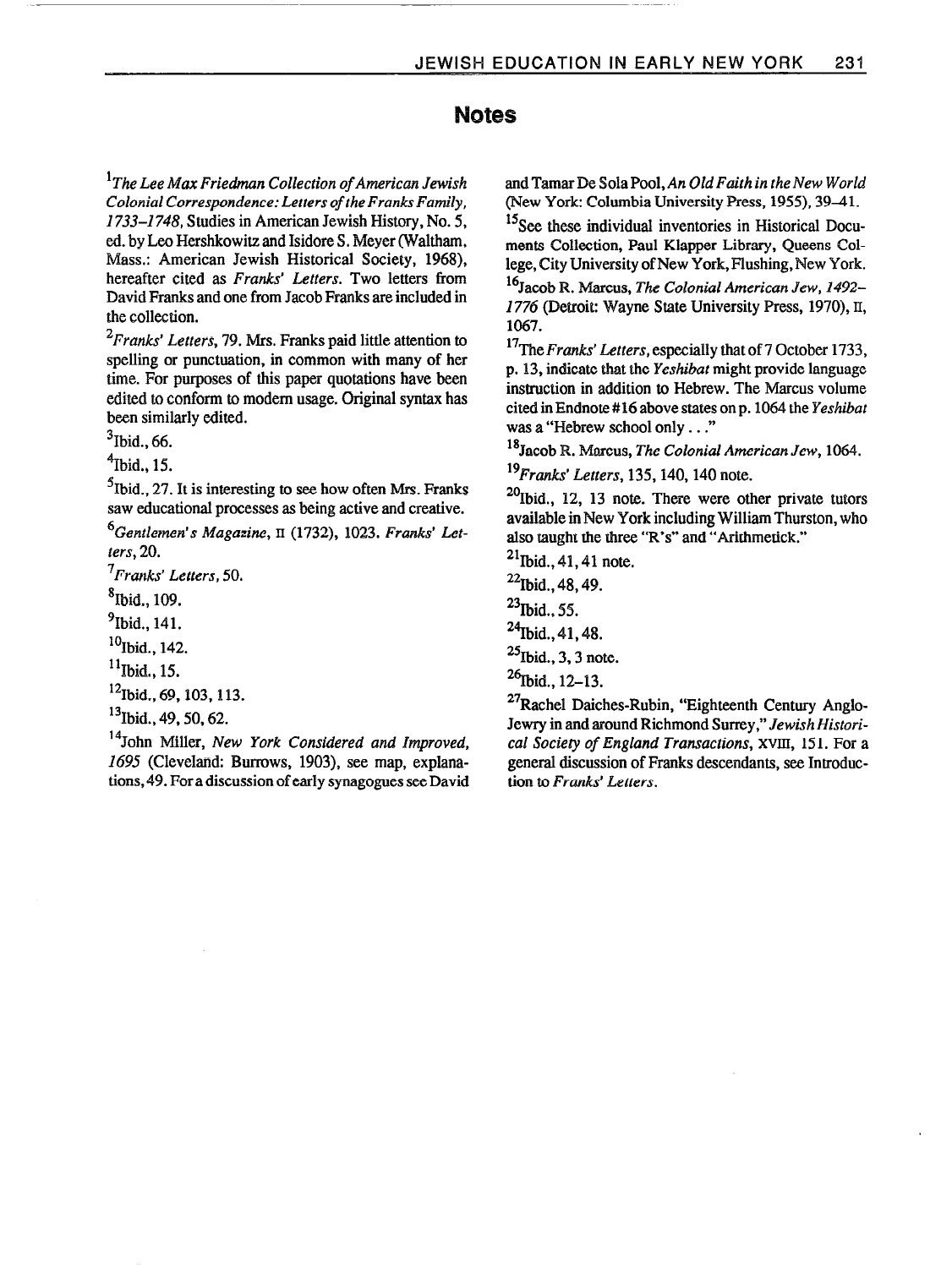## Notes

[1]*The Lee Max Friedman Collection of American Jewish Colonial Correspondence: Letters of the Franks Family, 1733–1748,* Studies in American Jewish History, No. 5, ed. by Leo Hershkowitz and Isidore S. Meyer (Waltham, Mass.: American Jewish Historical Society, 1968), hereafter cited as *Franks' Letters.* Two letters from David Franks and one from Jacob Franks are included in the collection.

[2]*Franks' Letters,* 79. Mrs. Franks paid little attention to spelling or punctuation, in common with many of her time. For purposes of this paper quotations have been edited to conform to modern usage. Original syntax has been similarly edited.

[3]Ibid., 66.

[4]Ibid., 15.

[5]Ibid., 27. It is interesting to see how often Mrs. Franks saw educational processes as being active and creative.

[6]*Gentlemen's Magazine,* II (1732), 1023. *Franks' Letters,* 20.

[7]*Franks' Letters,* 50.

[8]Ibid., 109.

[9]Ibid., 141.

[10]Ibid., 142.

[11]Ibid., 15.

[12]Ibid., 69, 103, 113.

[13]Ibid., 49, 50, 62.

[14]John Miller, *New York Considered and Improved, 1695* (Cleveland: Burrows, 1903), see map, explanations, 49. For a discussion of early synagogues see David and Tamar De Sola Pool, *An Old Faith in the New World* (New York: Columbia University Press, 1955), 39–41.

[15]See these individual inventories in Historical Documents Collection, Paul Klapper Library, Queens College, City University of New York, Flushing, New York.

[16]Jacob R. Marcus, *The Colonial American Jew, 1492–1776* (Detroit: Wayne State University Press, 1970), II, 1067.

[17]The *Franks' Letters,* especially that of 7 October 1733, p. 13, indicate that the *Yeshibat* might provide language instruction in addition to Hebrew. The Marcus volume cited in Endnote #16 above states on p. 1064 the *Yeshibat* was a "Hebrew school only . . ."

[18]Jacob R. Marcus, *The Colonial American Jew,* 1064.

[19]*Franks' Letters,* 135, 140, 140 note.

[20]Ibid., 12, 13 note. There were other private tutors available in New York including William Thurston, who also taught the three "R's" and "Arithmetick."

[21]Ibid., 41, 41 note.

[22]Ibid., 48, 49.

[23]Ibid., 55.

[24]Ibid., 41, 48.

[25]Ibid., 3, 3 note.

[26]Ibid., 12–13.

[27]Rachel Daiches-Rubin, "Eighteenth Century Anglo-Jewry in and around Richmond Surrey," *Jewish Historical Society of England Transactions,* XVIII, 151. For a general discussion of Franks descendants, see Introduction to *Franks' Letters.*